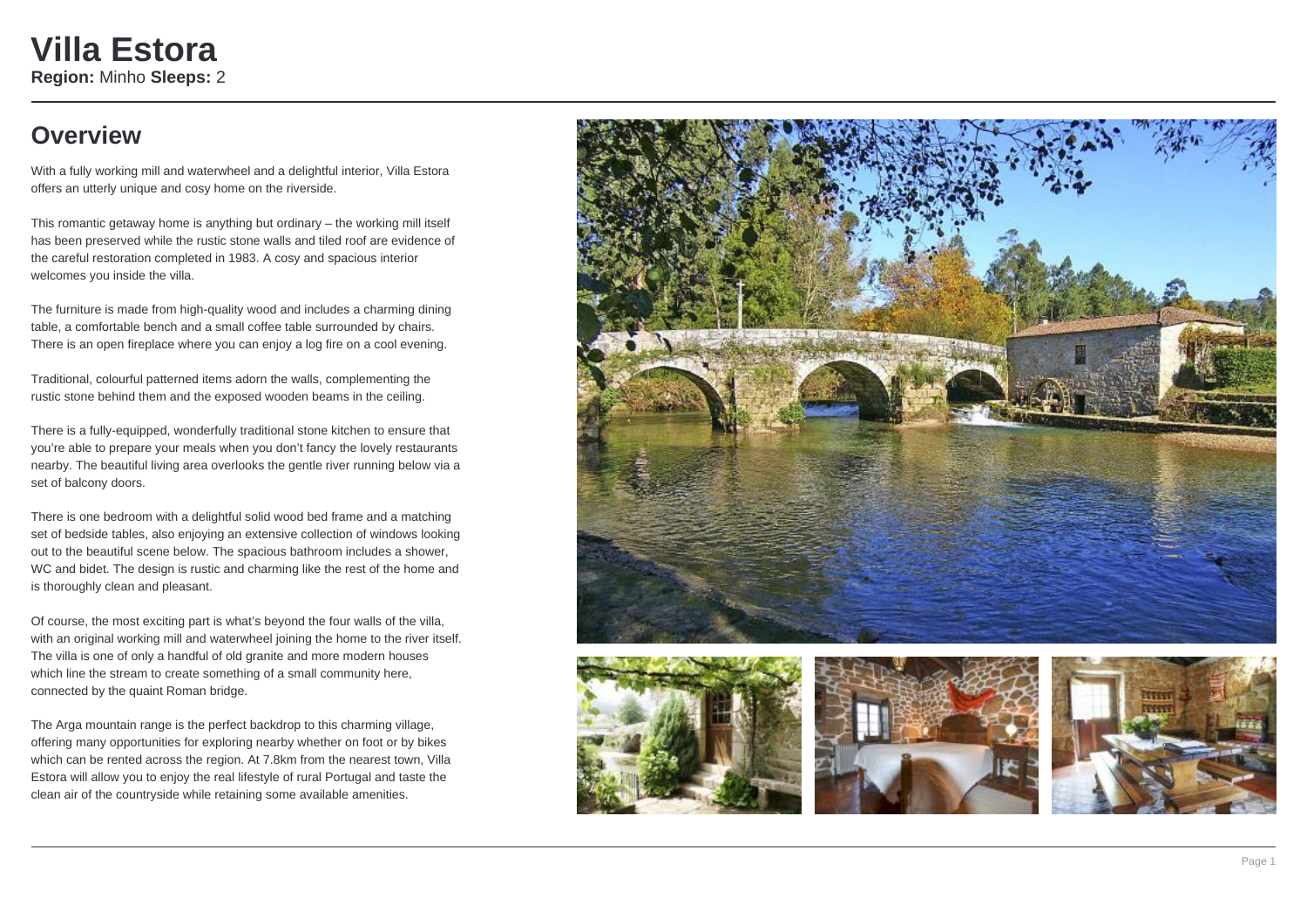# Villa Estora

**Region:** Minho **Sleeps:** 2

## Overview

With a fully working mill and waterwheel and a delightful interior, Villa Estora offers an utterly unique and cosy home on the riverside.

This romantic getaway home is anything but ordinary – the working mill itself has been preserved while the rustic stone walls and tiled roof are evidence of the careful restoration completed in 1983. A cosy and spacious interior welcomes you inside the villa.

The furniture is made from high-quality wood and includes a charming dining table, a comfortable bench and a small coffee table surrounded by chairs. There is an open fireplace where you can enjoy a log fire on a cool evening.

Traditional, colourful patterned items adorn the walls, complementing the rustic stone behind them and the exposed wooden beams in the ceiling.

There is a fully-equipped, wonderfully traditional stone kitchen to ensure that you're able to prepare your meals when you don't fancy the lovely restaurants nearby. The beautiful living area overlooks the gentle river running below via a set of balcony doors.

There is one bedroom with a delightful solid wood bed frame and a matching set of bedside tables, also enjoying an extensive collection of windows looking out to the beautiful scene below. The spacious bathroom includes a shower, WC and bidet. The design is rustic and charming like the rest of the home and is thoroughly clean and pleasant.

Of course, the most exciting part is what's beyond the four walls of the villa, with an original working mill and waterwheel joining the home to the river itself. The villa is one of only a handful of old granite and more modern houses which line the stream to create something of a small community here, connected by the quaint Roman bridge.

The Arga mountain range is the perfect backdrop to this charming village, offering many opportunities for exploring nearby whether on foot or by bikes which can be rented across the region. At 7.8km from the nearest town, Villa Estora will allow you to enjoy the real lifestyle of rural Portugal and taste the clean air of the countryside while retaining some available amenities.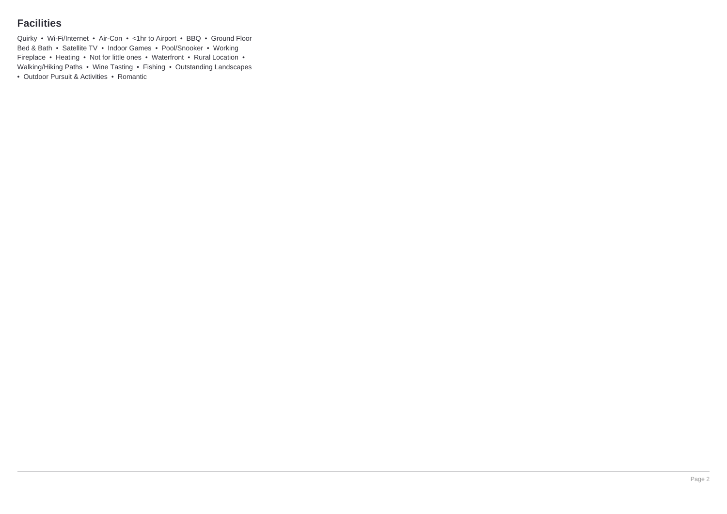## Facilities

Quirky • Wi-Fi/Internet • Air-Con • <1hr to Airport • BBQ • Ground Floor Bed & Bath • Satellite TV • Indoor Games • Pool/Snooker • Working Fireplace • Heating • Not for little ones • Waterfront • Rural Location • Walking/Hiking Paths • Wine Tasting • Fishing • Outstanding Landscapes • Outdoor Pursuit & Activities • Romantic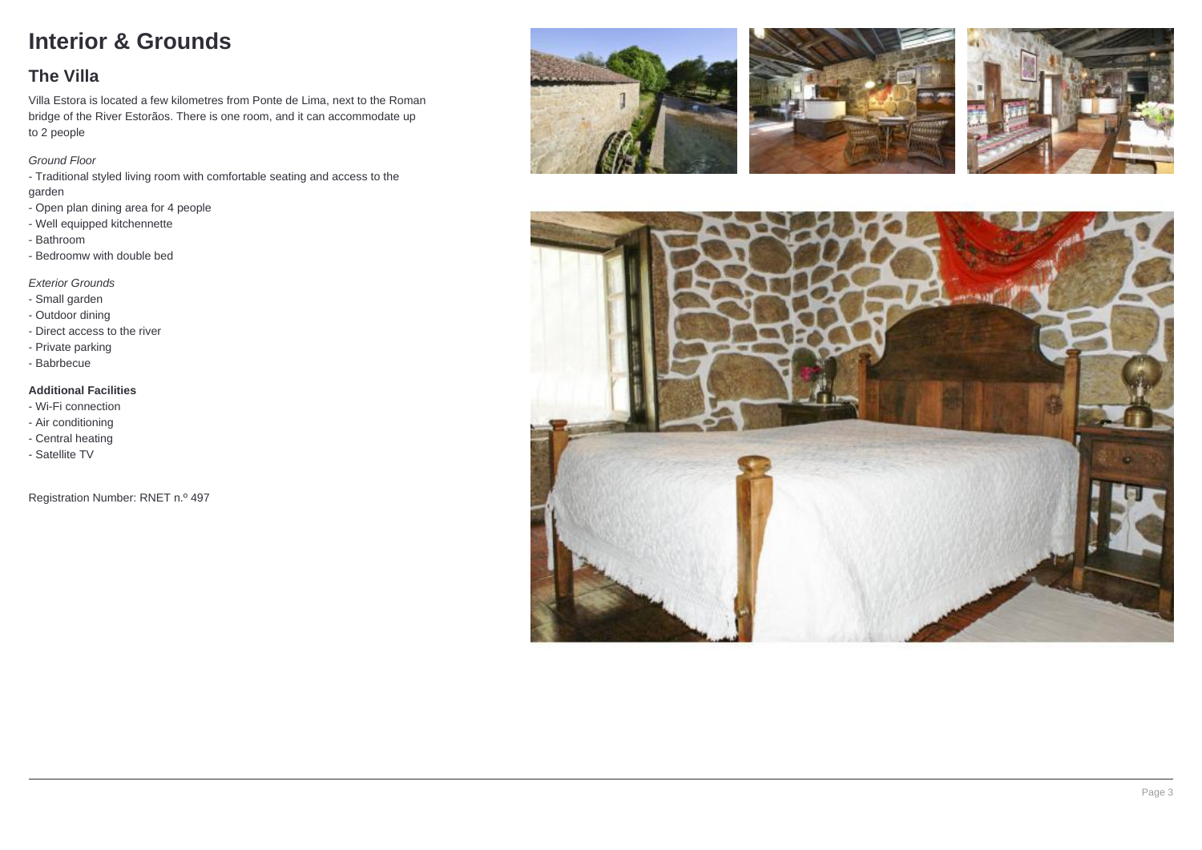# Interior & Grounds

## The Villa

Villa Estora is located a few kilometres from Ponte de Lima, next to the Roman bridge of the River Estorãos. There is one room, and it can accommodate up to 2 people

*Ground Floor*

- Traditional styled living room with comfortable seating and access to the garden
- Open plan dining area for 4 people
- Well equipped kitchennette
- Bathroom
- Bedroomw with double bed

*Exterior Grounds*

- Small garden
- Outdoor dining
- Direct access to the river
- Private parking
- Babrbecue

**Additional Facilities**

- Wi-Fi connection
- Air conditioning
- Central heating
- Satellite TV

Registration Number: RNET n.º 497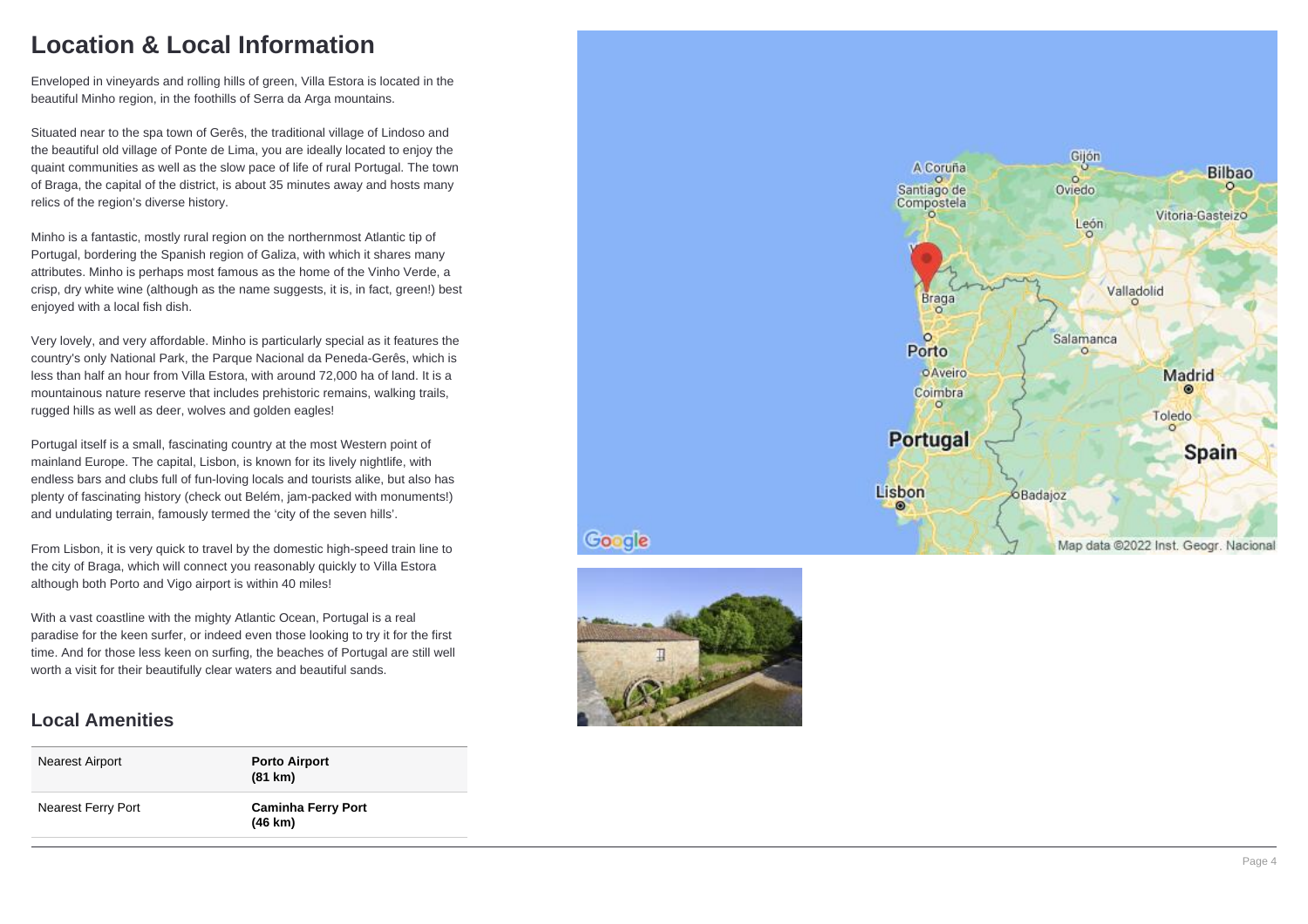# Location & Local Information

Enveloped in vineyards and rolling hills of green, Villa Estora is located in the beautiful Minho region, in the foothills of Serra da Arga mountains.

Situated near to the spa town of Gerês, the traditional village of Lindoso and the beautiful old village of Ponte de Lima, you are ideally located to enjoy the quaint communities as well as the slow pace of life of rural Portugal. The town of Braga, the capital of the district, is about 35 minutes away and hosts many relics of the region's diverse history.

Minho is a fantastic, mostly rural region on the northernmost Atlantic tip of Portugal, bordering the Spanish region of Galiza, with which it shares many attributes. Minho is perhaps most famous as the home of the Vinho Verde, a crisp, dry white wine (although as the name suggests, it is, in fact, green!) best enjoyed with a local fish dish.

Very lovely, and very affordable. Minho is particularly special as it features the country's only National Park, the Parque Nacional da Peneda-Gerês, which is less than half an hour from Villa Estora, with around 72,000 ha of land. It is a mountainous nature reserve that includes prehistoric remains, walking trails, rugged hills as well as deer, wolves and golden eagles!

Portugal itself is a small, fascinating country at the most Western point of mainland Europe. The capital, Lisbon, is known for its lively nightlife, with endless bars and clubs full of fun-loving locals and tourists alike, but also has plenty of fascinating history (check out Belém, jam-packed with monuments!) and undulating terrain, famously termed the 'city of the seven hills'.

From Lisbon, it is very quick to travel by the domestic high-speed train line to the city of Braga, which will connect you reasonably quickly to Villa Estora although both Porto and Vigo airport is within 40 miles!

With a vast coastline with the mighty Atlantic Ocean, Portugal is a real paradise for the keen surfer, or indeed even those looking to try it for the first time. And for those less keen on surfing, the beaches of Portugal are still well worth a visit for their beautifully clear waters and beautiful sands.

## Local Amenities

| | |
|---|---|
| Nearest Airport | **Porto Airport (81 km)** |
| Nearest Ferry Port | **Caminha Ferry Port (46 km)** |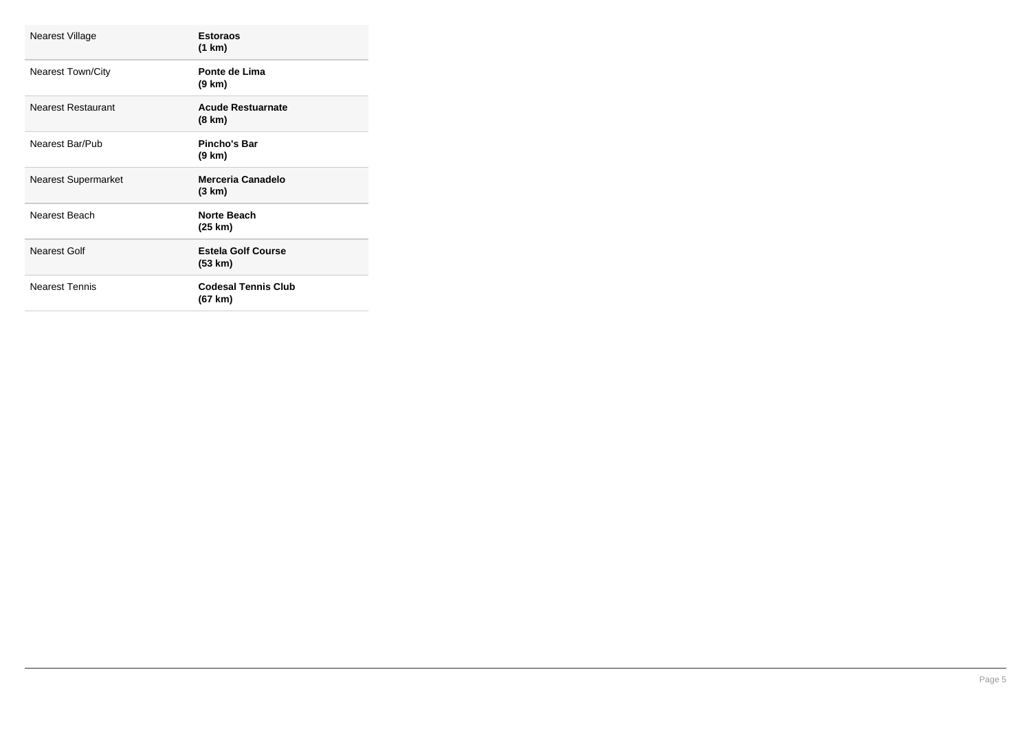| | |
|---|---|
| Nearest Village | **Estoraos (1 km)** |
| Nearest Town/City | **Ponte de Lima (9 km)** |
| Nearest Restaurant | **Acude Restuarnate (8 km)** |
| Nearest Bar/Pub | **Pincho's Bar (9 km)** |
| Nearest Supermarket | **Merceria Canadelo (3 km)** |
| Nearest Beach | **Norte Beach (25 km)** |
| Nearest Golf | **Estela Golf Course (53 km)** |
| Nearest Tennis | **Codesal Tennis Club (67 km)** |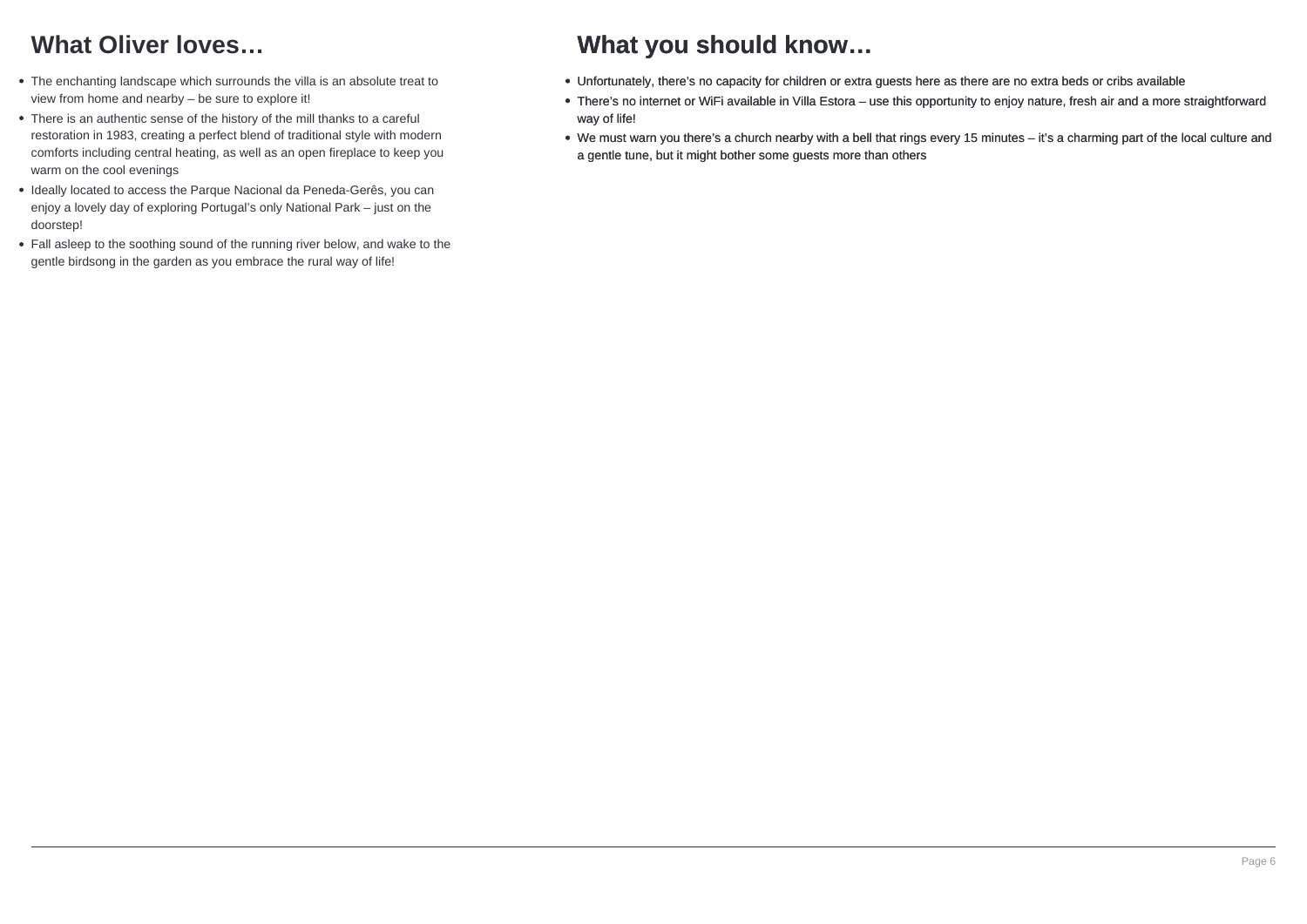## What Oliver loves…

- The enchanting landscape which surrounds the villa is an absolute treat to view from home and nearby – be sure to explore it!
- There is an authentic sense of the history of the mill thanks to a careful restoration in 1983, creating a perfect blend of traditional style with modern comforts including central heating, as well as an open fireplace to keep you warm on the cool evenings
- Ideally located to access the Parque Nacional da Peneda-Gerês, you can enjoy a lovely day of exploring Portugal's only National Park – just on the doorstep!
- Fall asleep to the soothing sound of the running river below, and wake to the gentle birdsong in the garden as you embrace the rural way of life!

## What you should know…

- Unfortunately, there's no capacity for children or extra guests here as there are no extra beds or cribs available
- There's no internet or WiFi available in Villa Estora – use this opportunity to enjoy nature, fresh air and a more straightforward way of life!
- We must warn you there's a church nearby with a bell that rings every 15 minutes – it's a charming part of the local culture and a gentle tune, but it might bother some guests more than others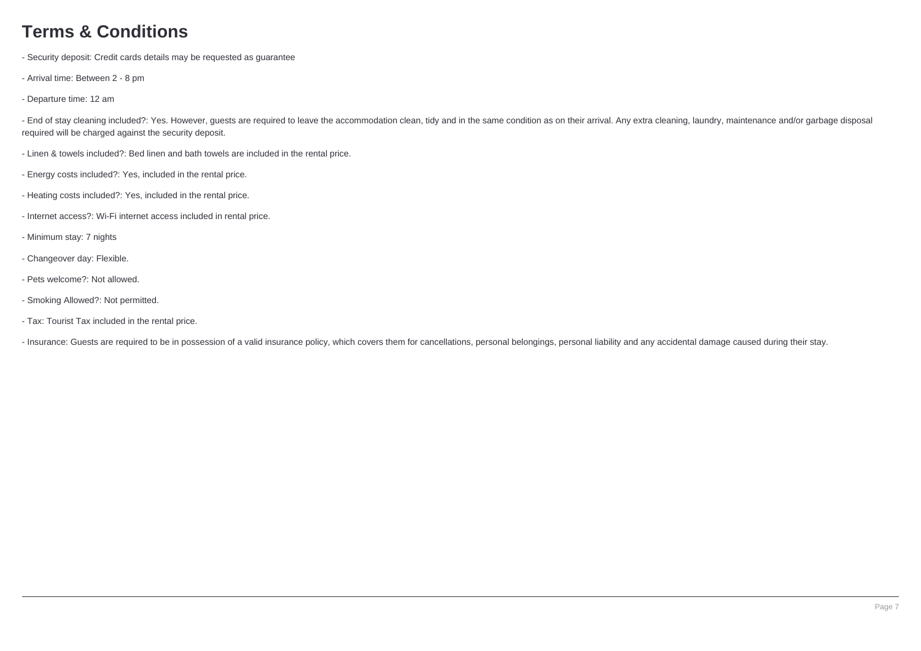# Terms & Conditions

- Security deposit: Credit cards details may be requested as guarantee

- Arrival time: Between 2 - 8 pm

- Departure time: 12 am

- End of stay cleaning included?: Yes. However, guests are required to leave the accommodation clean, tidy and in the same condition as on their arrival. Any extra cleaning, laundry, maintenance and/or garbage disposal required will be charged against the security deposit.

- Linen & towels included?: Bed linen and bath towels are included in the rental price.

- Energy costs included?: Yes, included in the rental price.

- Heating costs included?: Yes, included in the rental price.

- Internet access?: Wi-Fi internet access included in rental price.

- Minimum stay: 7 nights

- Changeover day: Flexible.

- Pets welcome?: Not allowed.

- Smoking Allowed?: Not permitted.

- Tax: Tourist Tax included in the rental price.

- Insurance: Guests are required to be in possession of a valid insurance policy, which covers them for cancellations, personal belongings, personal liability and any accidental damage caused during their stay.